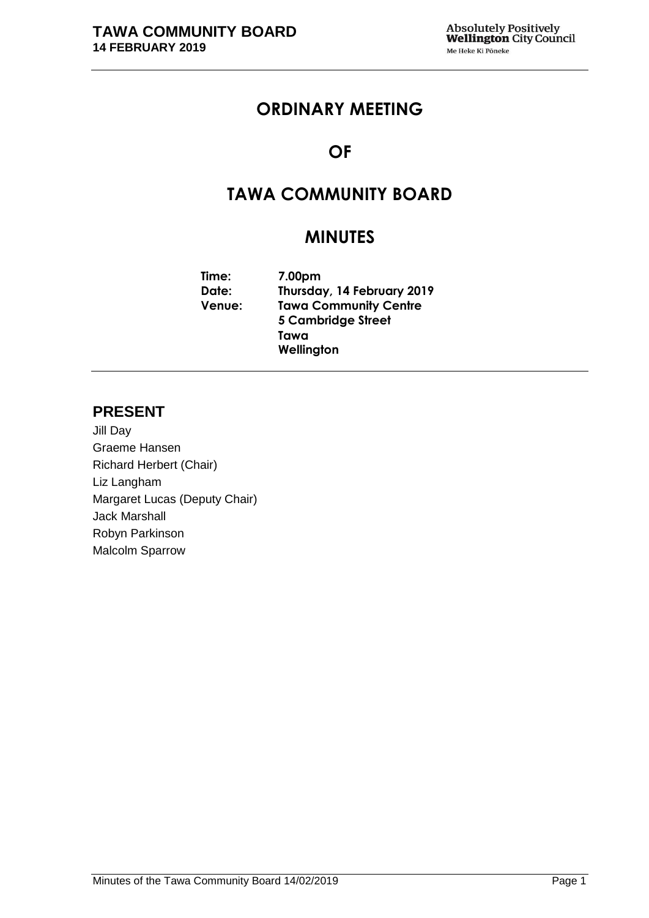# ORDINARY MEETING

# OF

# TAWA COMMUNITY BOARD

# MINUTES

**Time:** 7.00pm
**Date:** Thursday, 14 February 2019
**Venue:** Tawa Community Centre
5 Cambridge Street
Tawa
Wellington

## PRESENT

Jill Day
Graeme Hansen
Richard Herbert (Chair)
Liz Langham
Margaret Lucas (Deputy Chair)
Jack Marshall
Robyn Parkinson
Malcolm Sparrow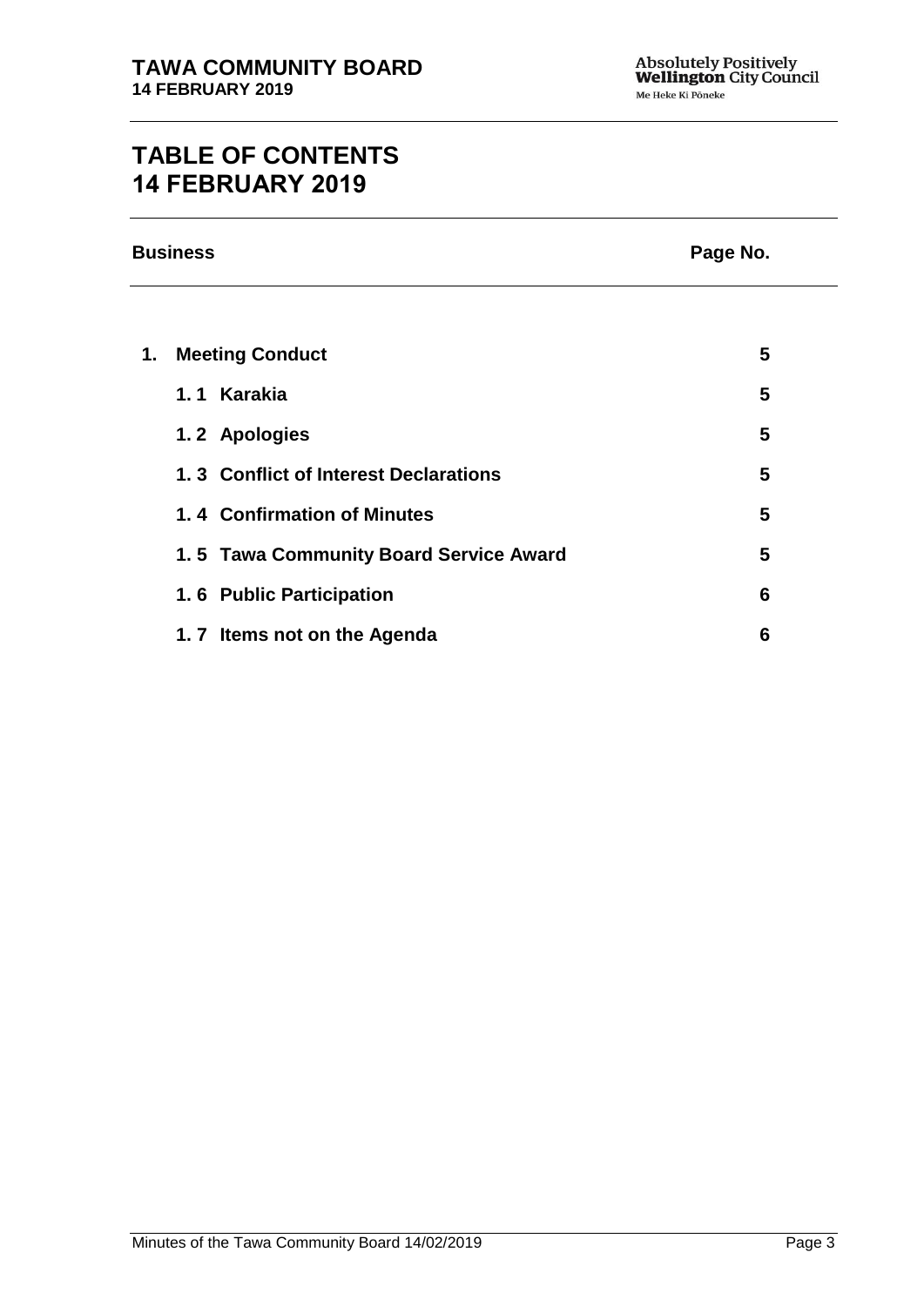# TABLE OF CONTENTS
# 14 FEBRUARY 2019

| Business | Page No. |
| --- | --- |
| **1. Meeting Conduct** | **5** |
| **1. 1 Karakia** | **5** |
| **1. 2 Apologies** | **5** |
| **1. 3 Conflict of Interest Declarations** | **5** |
| **1. 4 Confirmation of Minutes** | **5** |
| **1. 5 Tawa Community Board Service Award** | **5** |
| **1. 6 Public Participation** | **6** |
| **1. 7 Items not on the Agenda** | **6** |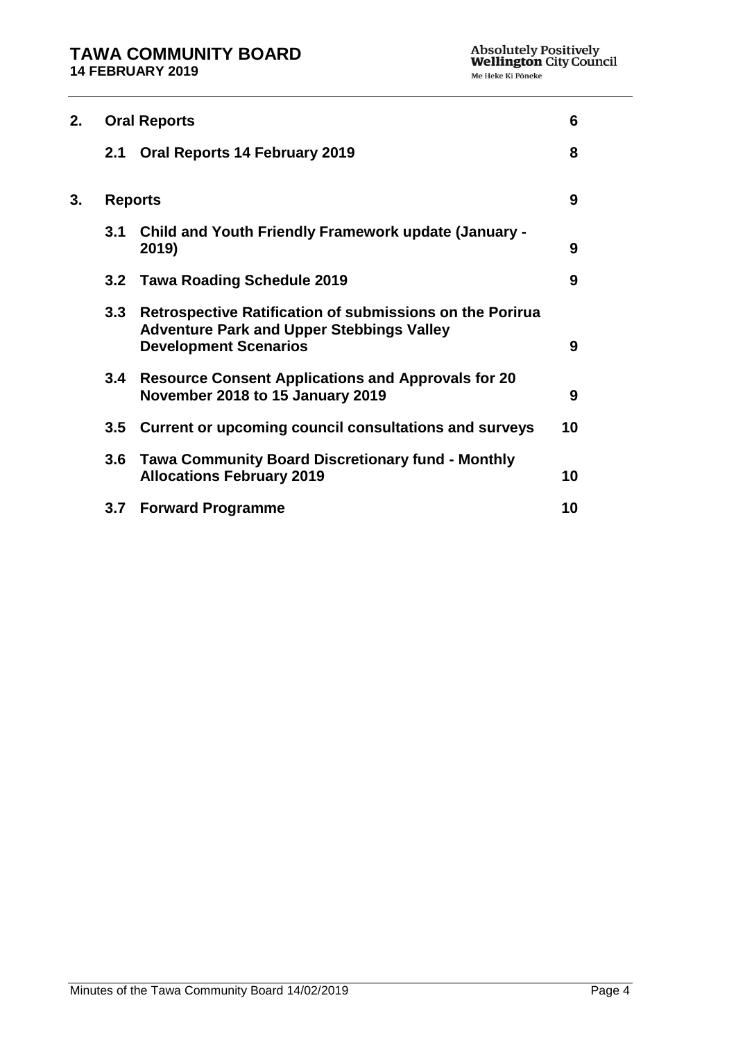| | | | |
|---|---|---|---|
| **2.** | **Oral Reports** | | **6** |
| | **2.1** | **Oral Reports 14 February 2019** | **8** |
| **3.** | **Reports** | | **9** |
| | **3.1** | **Child and Youth Friendly Framework update (January - 2019)** | **9** |
| | **3.2** | **Tawa Roading Schedule 2019** | **9** |
| | **3.3** | **Retrospective Ratification of submissions on the Porirua Adventure Park and Upper Stebbings Valley Development Scenarios** | **9** |
| | **3.4** | **Resource Consent Applications and Approvals for 20 November 2018 to 15 January 2019** | **9** |
| | **3.5** | **Current or upcoming council consultations and surveys** | **10** |
| | **3.6** | **Tawa Community Board Discretionary fund - Monthly Allocations February 2019** | **10** |
| | **3.7** | **Forward Programme** | **10** |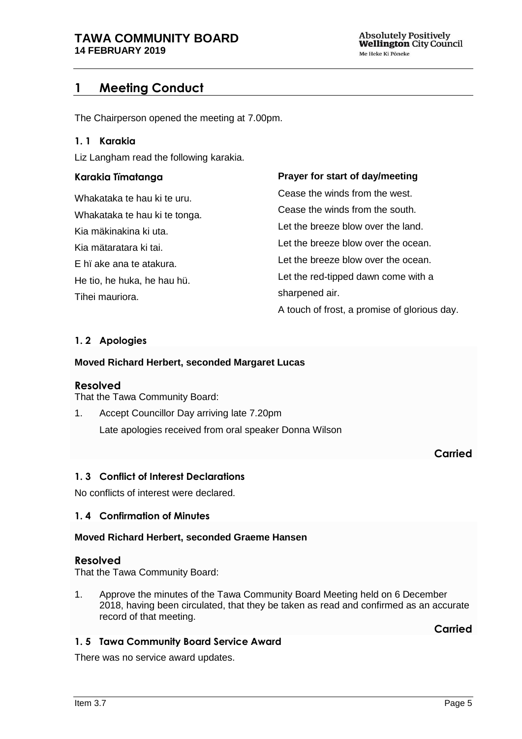# 1 Meeting Conduct

The Chairperson opened the meeting at 7.00pm.

### 1. 1 Karakia

Liz Langham read the following karakia.

| Karakia Timatanga | Prayer for start of day/meeting |
|---|---|
| Whakataka te hau ki te uru. | Cease the winds from the west. |
| Whakataka te hau ki te tonga. | Cease the winds from the south. |
| Kia mäkinakina ki uta. | Let the breeze blow over the land. |
| Kia mätaratara ki tai. | Let the breeze blow over the ocean. |
| E hï ake ana te atakura. | Let the breeze blow over the ocean. |
| He tio, he huka, he hau hü. | Let the red-tipped dawn come with a sharpened air. |
| Tihei mauriora. | A touch of frost, a promise of glorious day. |

### 1. 2 Apologies

**Moved Richard Herbert, seconded Margaret Lucas**

**Resolved**

That the Tawa Community Board:

1. Accept Councillor Day arriving late 7.20pm

   Late apologies received from oral speaker Donna Wilson

**Carried**

### 1. 3 Conflict of Interest Declarations

No conflicts of interest were declared.

### 1. 4 Confirmation of Minutes

**Moved Richard Herbert, seconded Graeme Hansen**

**Resolved**

That the Tawa Community Board:

1. Approve the minutes of the Tawa Community Board Meeting held on 6 December 2018, having been circulated, that they be taken as read and confirmed as an accurate record of that meeting.

**Carried**

### 1. 5 Tawa Community Board Service Award

There was no service award updates.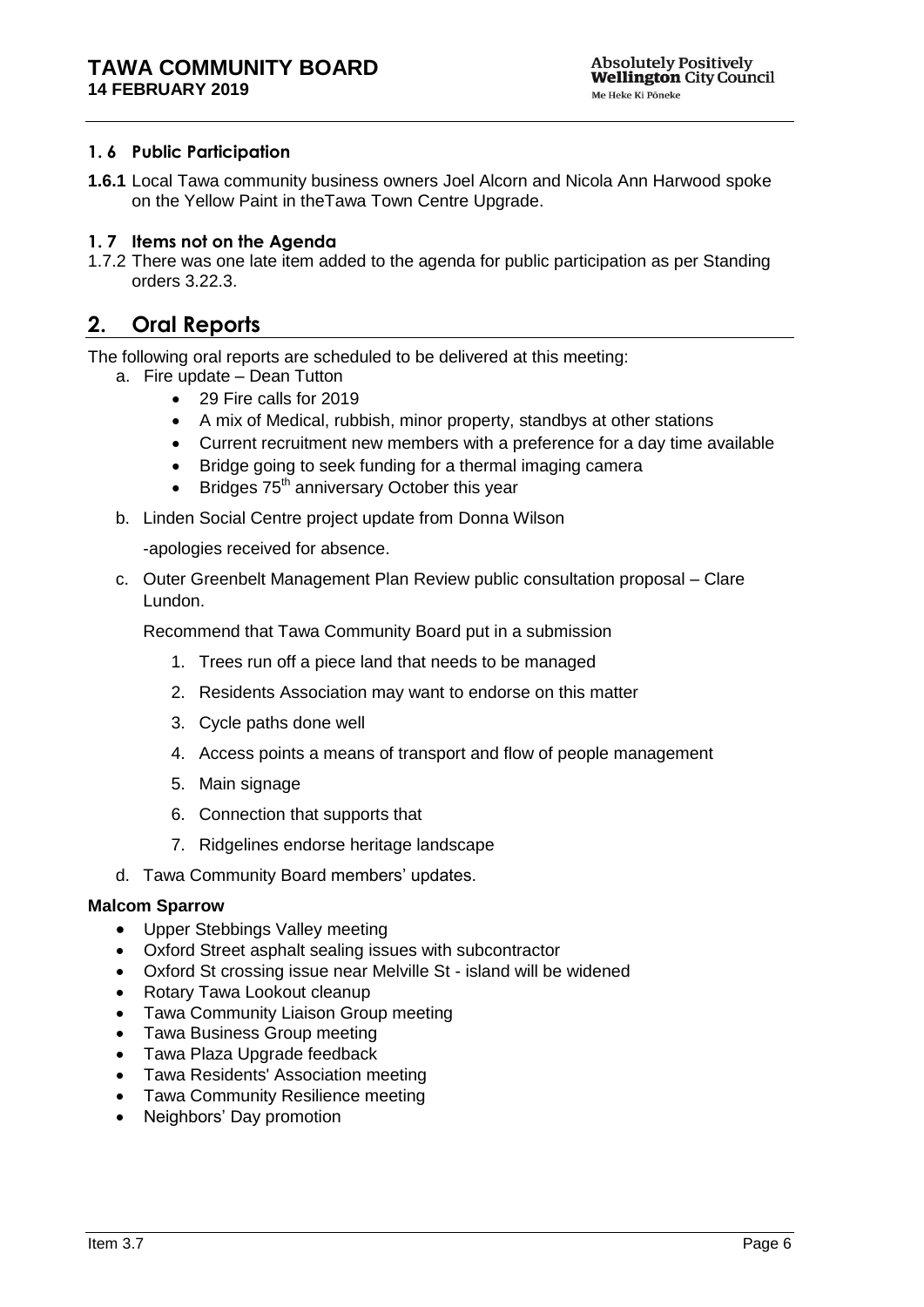### 1. 6 Public Participation

**1.6.1** Local Tawa community business owners Joel Alcorn and Nicola Ann Harwood spoke on the Yellow Paint in theTawa Town Centre Upgrade.

### 1. 7 Items not on the Agenda

1.7.2 There was one late item added to the agenda for public participation as per Standing orders 3.22.3.

## 2. Oral Reports

The following oral reports are scheduled to be delivered at this meeting:

a. Fire update – Dean Tutton
   - 29 Fire calls for 2019
   - A mix of Medical, rubbish, minor property, standbys at other stations
   - Current recruitment new members with a preference for a day time available
   - Bridge going to seek funding for a thermal imaging camera
   - Bridges 75th anniversary October this year

b. Linden Social Centre project update from Donna Wilson

   -apologies received for absence.

c. Outer Greenbelt Management Plan Review public consultation proposal – Clare Lundon.

   Recommend that Tawa Community Board put in a submission

   1. Trees run off a piece land that needs to be managed
   2. Residents Association may want to endorse on this matter
   3. Cycle paths done well
   4. Access points a means of transport and flow of people management
   5. Main signage
   6. Connection that supports that
   7. Ridgelines endorse heritage landscape

d. Tawa Community Board members' updates.

**Malcom Sparrow**

- Upper Stebbings Valley meeting
- Oxford Street asphalt sealing issues with subcontractor
- Oxford St crossing issue near Melville St - island will be widened
- Rotary Tawa Lookout cleanup
- Tawa Community Liaison Group meeting
- Tawa Business Group meeting
- Tawa Plaza Upgrade feedback
- Tawa Residents' Association meeting
- Tawa Community Resilience meeting
- Neighbors' Day promotion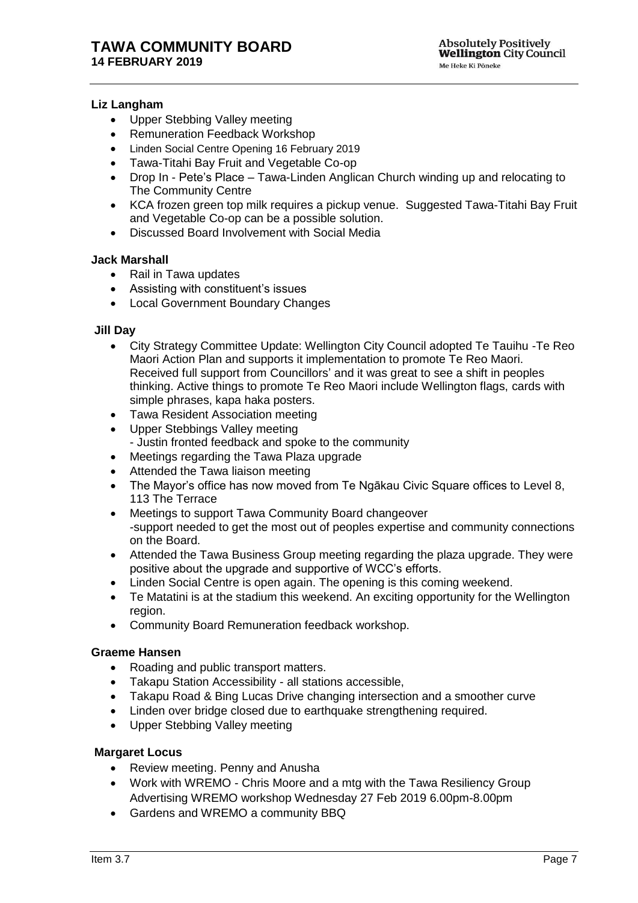**Liz Langham**

- Upper Stebbing Valley meeting
- Remuneration Feedback Workshop
- Linden Social Centre Opening 16 February 2019
- Tawa-Titahi Bay Fruit and Vegetable Co-op
- Drop In - Pete's Place – Tawa-Linden Anglican Church winding up and relocating to The Community Centre
- KCA frozen green top milk requires a pickup venue. Suggested Tawa-Titahi Bay Fruit and Vegetable Co-op can be a possible solution.
- Discussed Board Involvement with Social Media

**Jack Marshall**

- Rail in Tawa updates
- Assisting with constituent's issues
- Local Government Boundary Changes

**Jill Day**

- City Strategy Committee Update: Wellington City Council adopted Te Tauihu -Te Reo Maori Action Plan and supports it implementation to promote Te Reo Maori. Received full support from Councillors' and it was great to see a shift in peoples thinking. Active things to promote Te Reo Maori include Wellington flags, cards with simple phrases, kapa haka posters.
- Tawa Resident Association meeting
- Upper Stebbings Valley meeting
  - Justin fronted feedback and spoke to the community
- Meetings regarding the Tawa Plaza upgrade
- Attended the Tawa liaison meeting
- The Mayor's office has now moved from Te Ngākau Civic Square offices to Level 8, 113 The Terrace
- Meetings to support Tawa Community Board changeover
  -support needed to get the most out of peoples expertise and community connections on the Board.
- Attended the Tawa Business Group meeting regarding the plaza upgrade. They were positive about the upgrade and supportive of WCC's efforts.
- Linden Social Centre is open again. The opening is this coming weekend.
- Te Matatini is at the stadium this weekend. An exciting opportunity for the Wellington region.
- Community Board Remuneration feedback workshop.

**Graeme Hansen**

- Roading and public transport matters.
- Takapu Station Accessibility - all stations accessible,
- Takapu Road & Bing Lucas Drive changing intersection and a smoother curve
- Linden over bridge closed due to earthquake strengthening required.
- Upper Stebbing Valley meeting

**Margaret Locus**

- Review meeting. Penny and Anusha
- Work with WREMO - Chris Moore and a mtg with the Tawa Resiliency Group Advertising WREMO workshop Wednesday 27 Feb 2019 6.00pm-8.00pm
- Gardens and WREMO a community BBQ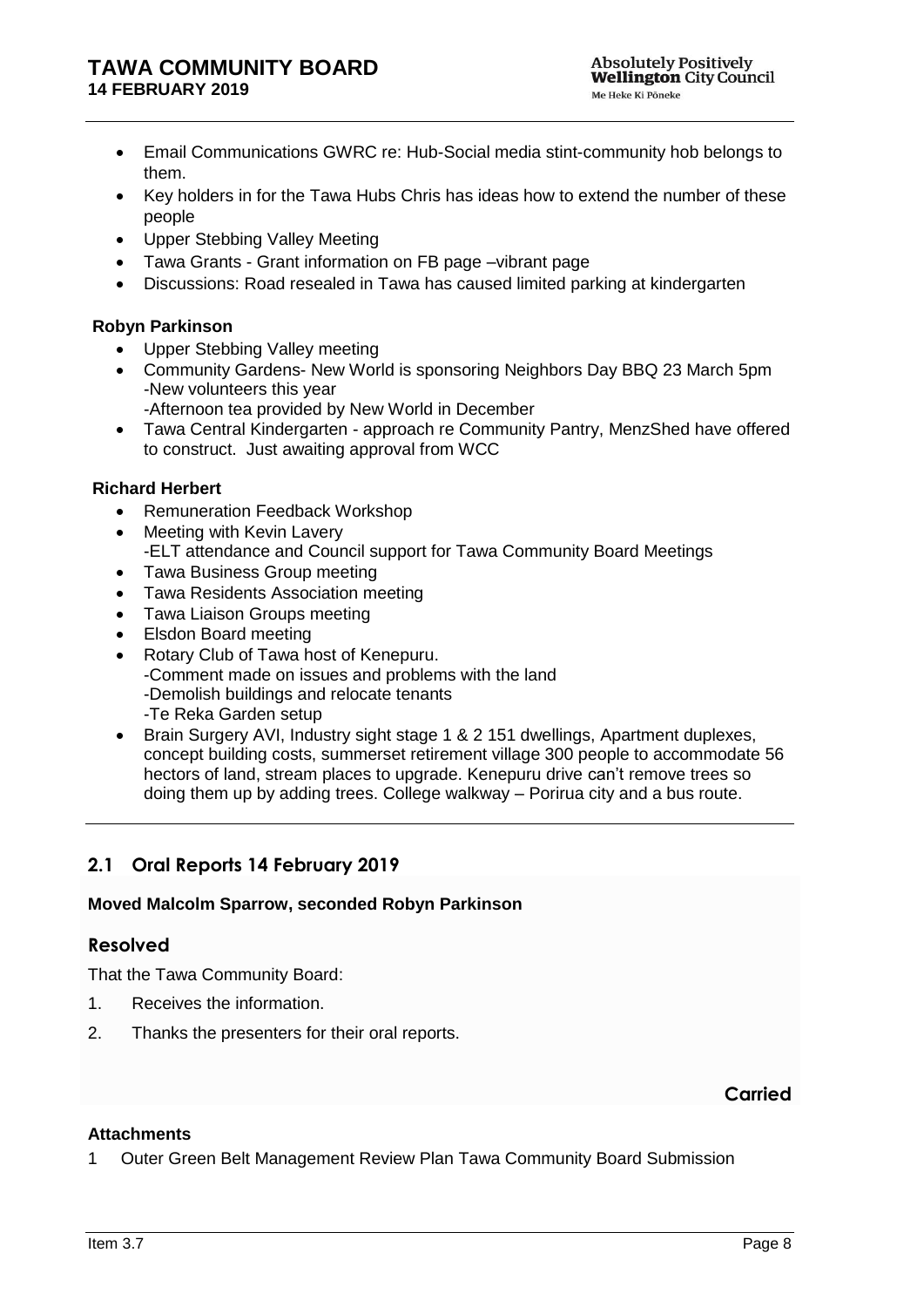- Email Communications GWRC re: Hub-Social media stint-community hob belongs to them.
- Key holders in for the Tawa Hubs Chris has ideas how to extend the number of these people
- Upper Stebbing Valley Meeting
- Tawa Grants - Grant information on FB page –vibrant page
- Discussions: Road resealed in Tawa has caused limited parking at kindergarten

**Robyn Parkinson**

- Upper Stebbing Valley meeting
- Community Gardens- New World is sponsoring Neighbors Day BBQ 23 March 5pm
  -New volunteers this year
  -Afternoon tea provided by New World in December
- Tawa Central Kindergarten - approach re Community Pantry, MenzShed have offered to construct. Just awaiting approval from WCC

**Richard Herbert**

- Remuneration Feedback Workshop
- Meeting with Kevin Lavery
  -ELT attendance and Council support for Tawa Community Board Meetings
- Tawa Business Group meeting
- Tawa Residents Association meeting
- Tawa Liaison Groups meeting
- Elsdon Board meeting
- Rotary Club of Tawa host of Kenepuru.
  -Comment made on issues and problems with the land
  -Demolish buildings and relocate tenants
  -Te Reka Garden setup
- Brain Surgery AVI, Industry sight stage 1 & 2 151 dwellings, Apartment duplexes, concept building costs, summerset retirement village 300 people to accommodate 56 hectors of land, stream places to upgrade. Kenepuru drive can't remove trees so doing them up by adding trees. College walkway – Porirua city and a bus route.

## 2.1 Oral Reports 14 February 2019

**Moved Malcolm Sparrow, seconded Robyn Parkinson**

### Resolved

That the Tawa Community Board:

1. Receives the information.
2. Thanks the presenters for their oral reports.

**Carried**

**Attachments**

1 Outer Green Belt Management Review Plan Tawa Community Board Submission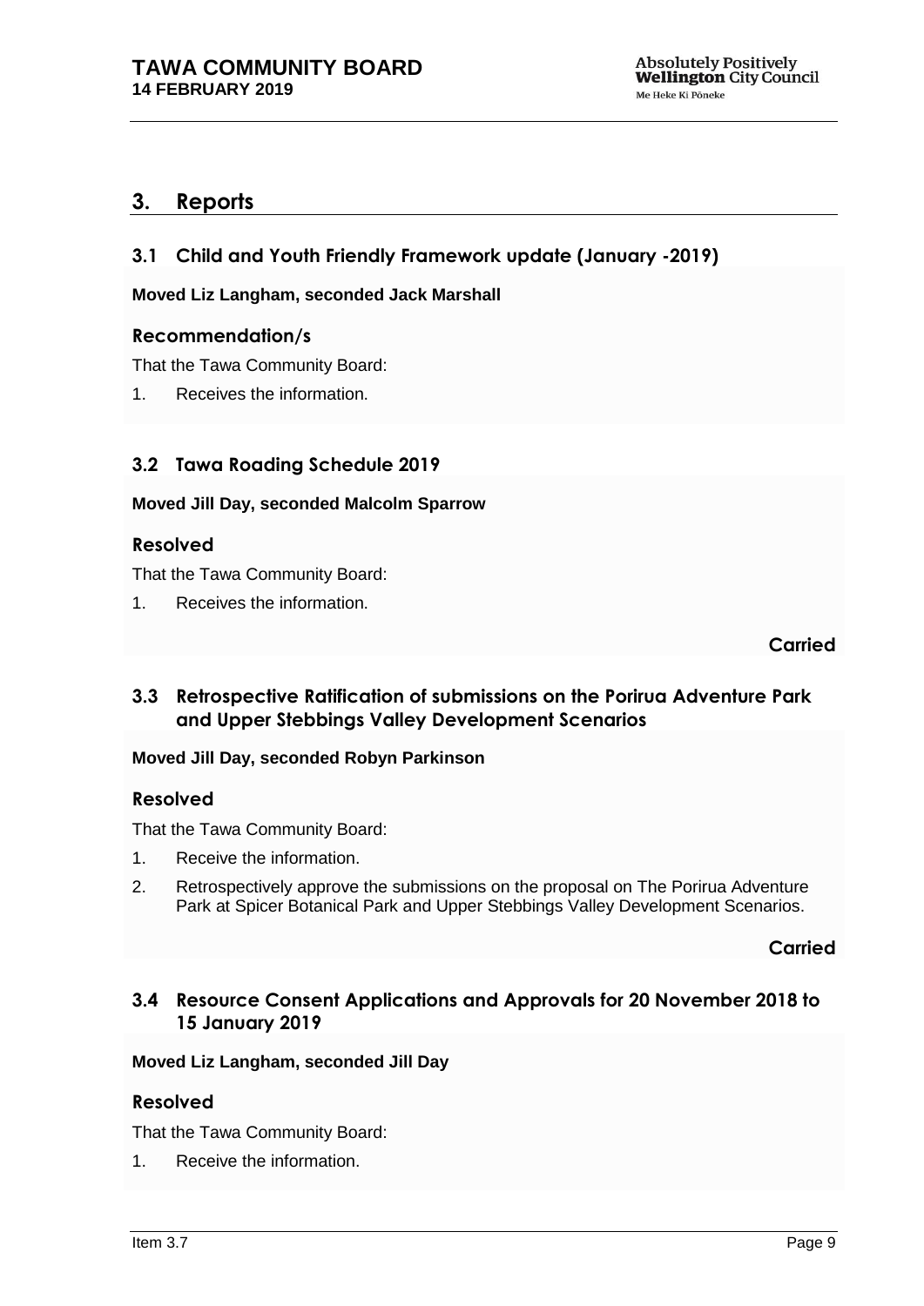## 3. Reports

### 3.1 Child and Youth Friendly Framework update (January -2019)

**Moved Liz Langham, seconded Jack Marshall**

#### Recommendation/s

That the Tawa Community Board:

1. Receives the information.

### 3.2 Tawa Roading Schedule 2019

**Moved Jill Day, seconded Malcolm Sparrow**

#### Resolved

That the Tawa Community Board:

1. Receives the information.

**Carried**

### 3.3 Retrospective Ratification of submissions on the Porirua Adventure Park and Upper Stebbings Valley Development Scenarios

**Moved Jill Day, seconded Robyn Parkinson**

#### Resolved

That the Tawa Community Board:

1. Receive the information.
2. Retrospectively approve the submissions on the proposal on The Porirua Adventure Park at Spicer Botanical Park and Upper Stebbings Valley Development Scenarios.

**Carried**

### 3.4 Resource Consent Applications and Approvals for 20 November 2018 to 15 January 2019

**Moved Liz Langham, seconded Jill Day**

#### Resolved

That the Tawa Community Board:

1. Receive the information.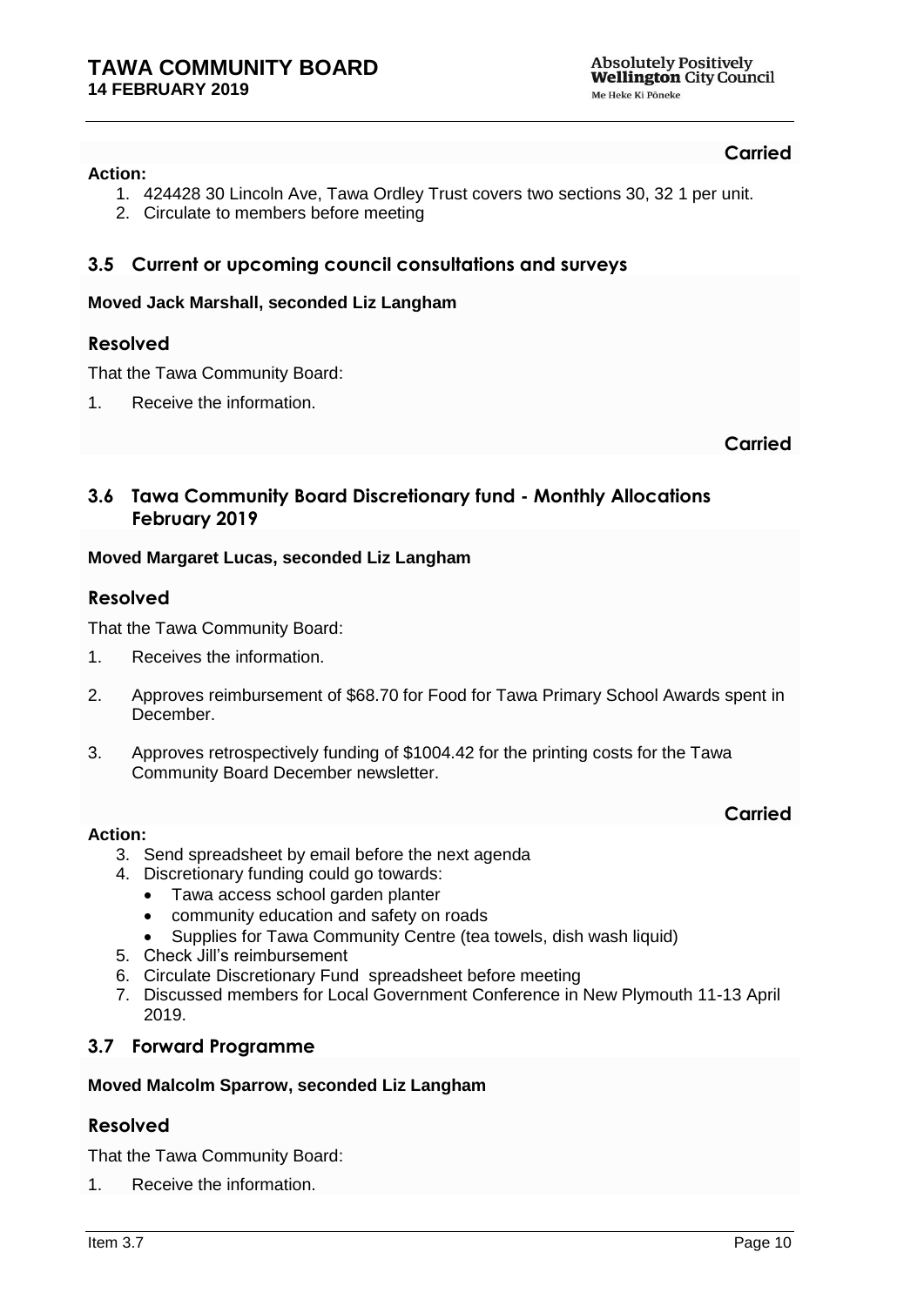**Carried**

**Action:**

1. 424428 30 Lincoln Ave, Tawa Ordley Trust covers two sections 30, 32 1 per unit.
2. Circulate to members before meeting

### 3.5 Current or upcoming council consultations and surveys

**Moved Jack Marshall, seconded Liz Langham**

#### Resolved

That the Tawa Community Board:

1. Receive the information.

**Carried**

### 3.6 Tawa Community Board Discretionary fund - Monthly Allocations February 2019

**Moved Margaret Lucas, seconded Liz Langham**

#### Resolved

That the Tawa Community Board:

1. Receives the information.
2. Approves reimbursement of $68.70 for Food for Tawa Primary School Awards spent in December.
3. Approves retrospectively funding of $1004.42 for the printing costs for the Tawa Community Board December newsletter.

**Carried**

**Action:**

3. Send spreadsheet by email before the next agenda
4. Discretionary funding could go towards:
   - Tawa access school garden planter
   - community education and safety on roads
   - Supplies for Tawa Community Centre (tea towels, dish wash liquid)
5. Check Jill's reimbursement
6. Circulate Discretionary Fund spreadsheet before meeting
7. Discussed members for Local Government Conference in New Plymouth 11-13 April 2019.

### 3.7 Forward Programme

**Moved Malcolm Sparrow, seconded Liz Langham**

#### Resolved

That the Tawa Community Board:

1. Receive the information.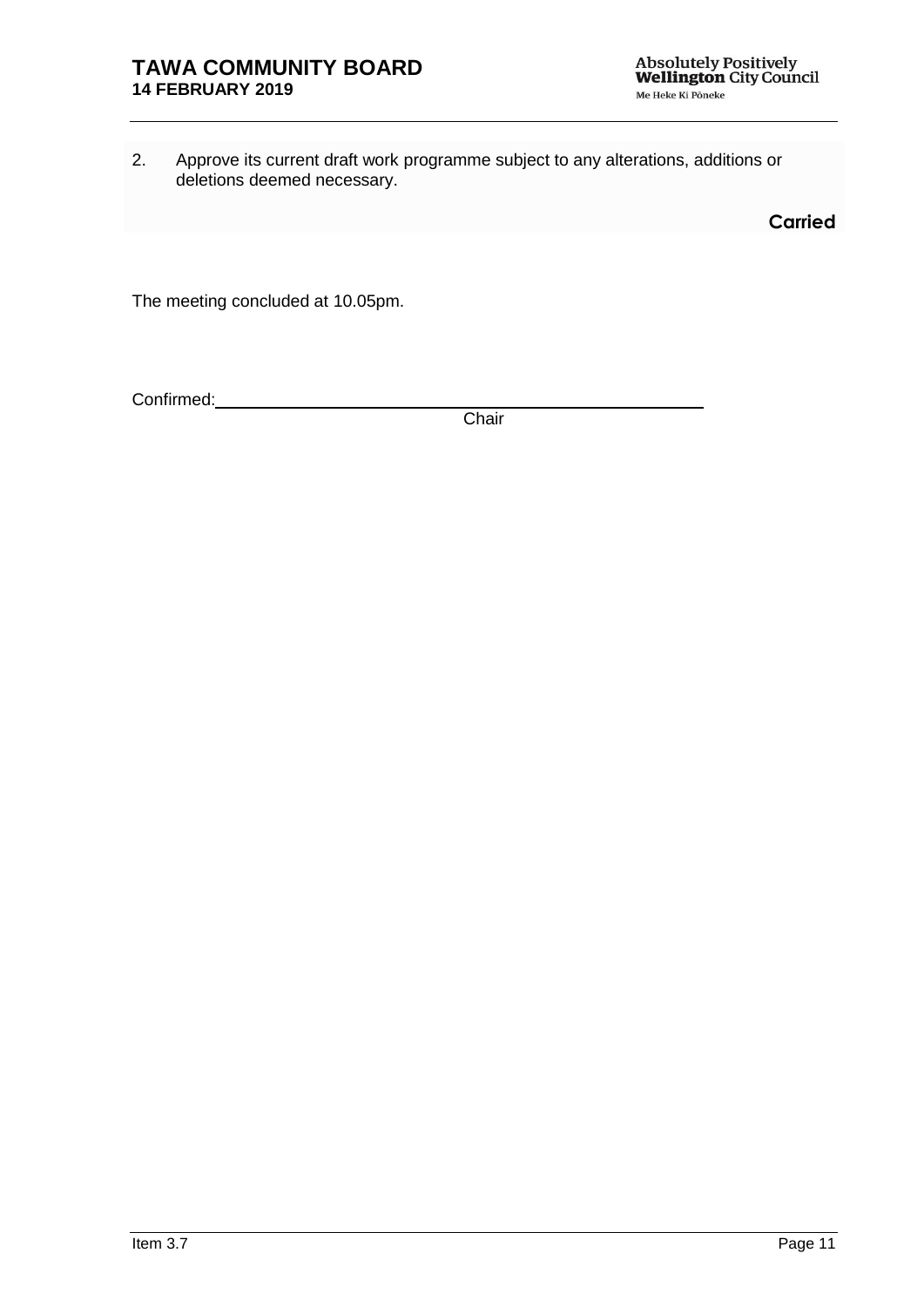2. Approve its current draft work programme subject to any alterations, additions or deletions deemed necessary.

**Carried**

The meeting concluded at 10.05pm.

Confirmed: ______________________________

Chair